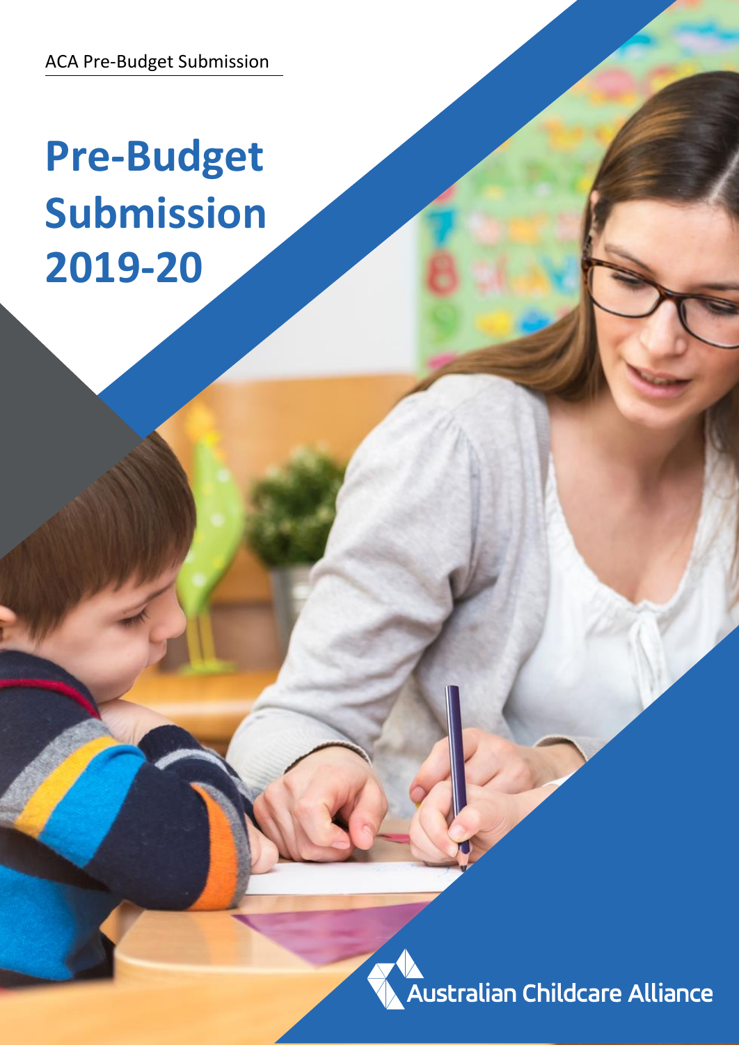ACA Pre-Budget Submission

# Pre-Budget Submission 2019-20

Australian Childcare Alliance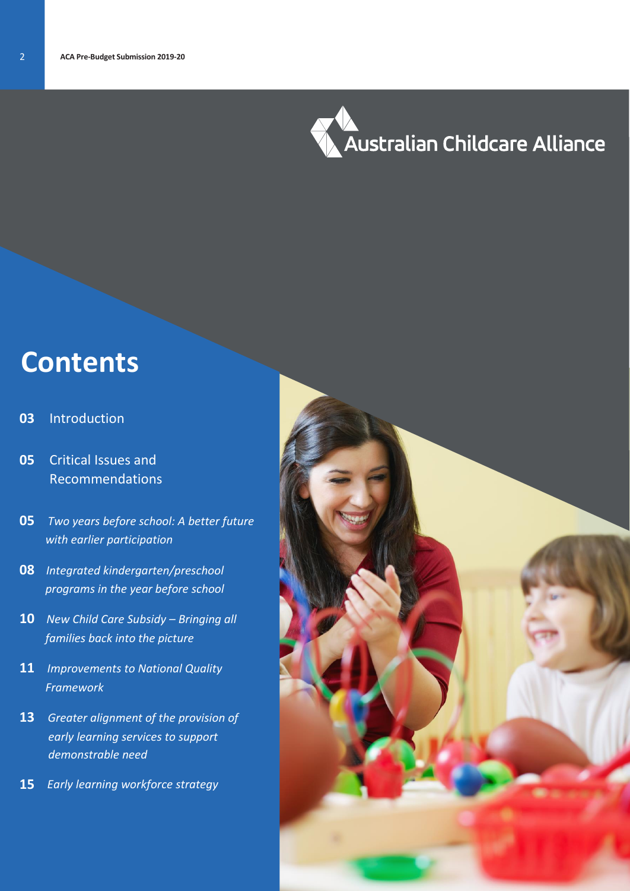Australian Childcare Alliance

# Contents

**03** Introduction

**05** Critical Issues and Recommendations

**05** *Two years before school: A better future with earlier participation*

**08** *Integrated kindergarten/preschool programs in the year before school*

**10** *New Child Care Subsidy – Bringing all families back into the picture*

**11** *Improvements to National Quality Framework*

**13** *Greater alignment of the provision of early learning services to support demonstrable need*

**15** *Early learning workforce strategy*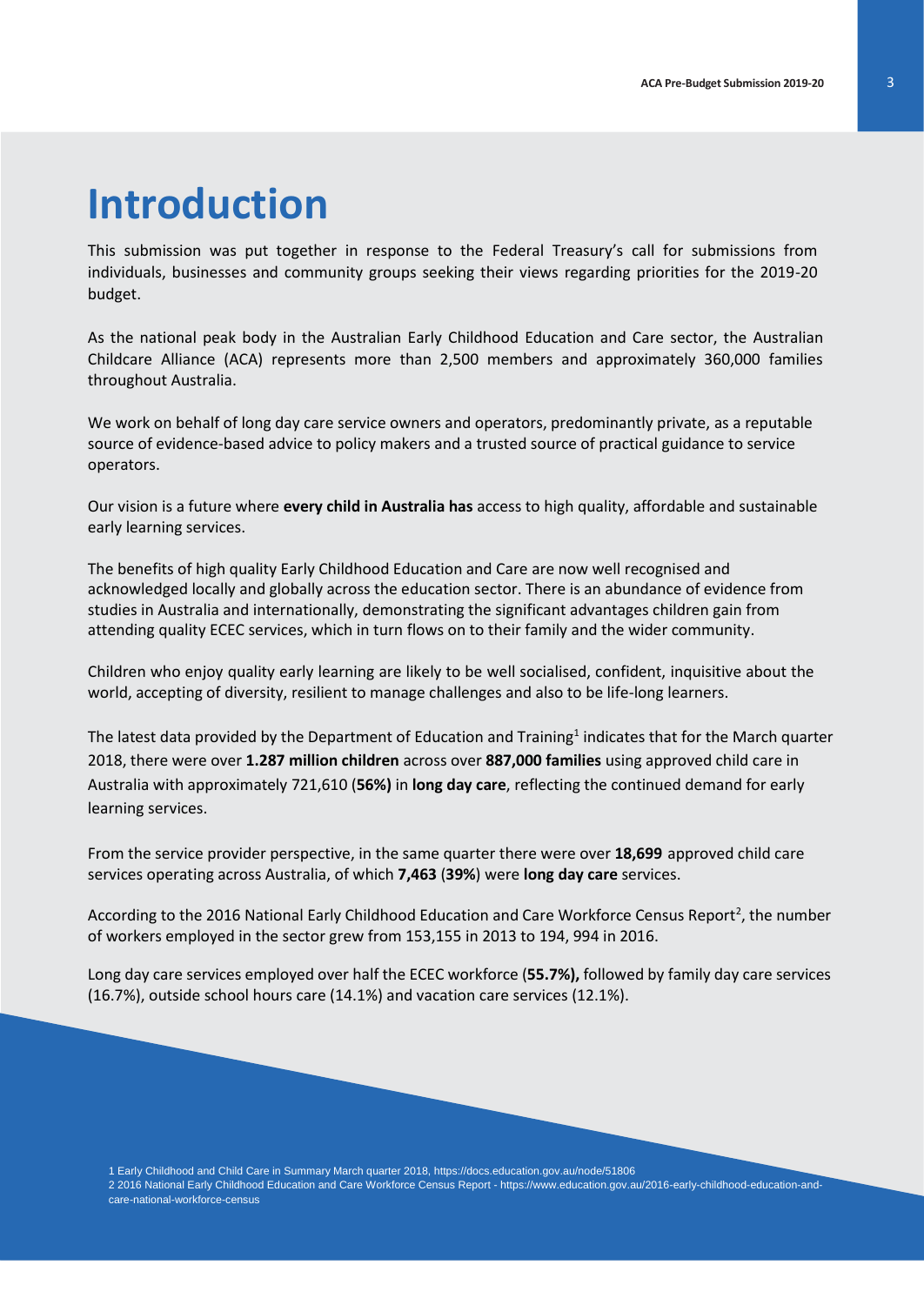# Introduction

This submission was put together in response to the Federal Treasury's call for submissions from individuals, businesses and community groups seeking their views regarding priorities for the 2019-20 budget.

As the national peak body in the Australian Early Childhood Education and Care sector, the Australian Childcare Alliance (ACA) represents more than 2,500 members and approximately 360,000 families throughout Australia.

We work on behalf of long day care service owners and operators, predominantly private, as a reputable source of evidence-based advice to policy makers and a trusted source of practical guidance to service operators.

Our vision is a future where **every child in Australia has** access to high quality, affordable and sustainable early learning services.

The benefits of high quality Early Childhood Education and Care are now well recognised and acknowledged locally and globally across the education sector. There is an abundance of evidence from studies in Australia and internationally, demonstrating the significant advantages children gain from attending quality ECEC services, which in turn flows on to their family and the wider community.

Children who enjoy quality early learning are likely to be well socialised, confident, inquisitive about the world, accepting of diversity, resilient to manage challenges and also to be life-long learners.

The latest data provided by the Department of Education and Training[1] indicates that for the March quarter 2018, there were over **1.287 million children** across over **887,000 families** using approved child care in Australia with approximately 721,610 (**56%)** in **long day care**, reflecting the continued demand for early learning services.

From the service provider perspective, in the same quarter there were over **18,699** approved child care services operating across Australia, of which **7,463** (**39%**) were **long day care** services.

According to the 2016 National Early Childhood Education and Care Workforce Census Report[2], the number of workers employed in the sector grew from 153,155 in 2013 to 194, 994 in 2016.

Long day care services employed over half the ECEC workforce (**55.7%),** followed by family day care services (16.7%), outside school hours care (14.1%) and vacation care services (12.1%).

1 Early Childhood and Child Care in Summary March quarter 2018, https://docs.education.gov.au/node/51806

2 2016 National Early Childhood Education and Care Workforce Census Report - https://www.education.gov.au/2016-early-childhood-education-and-care-national-workforce-census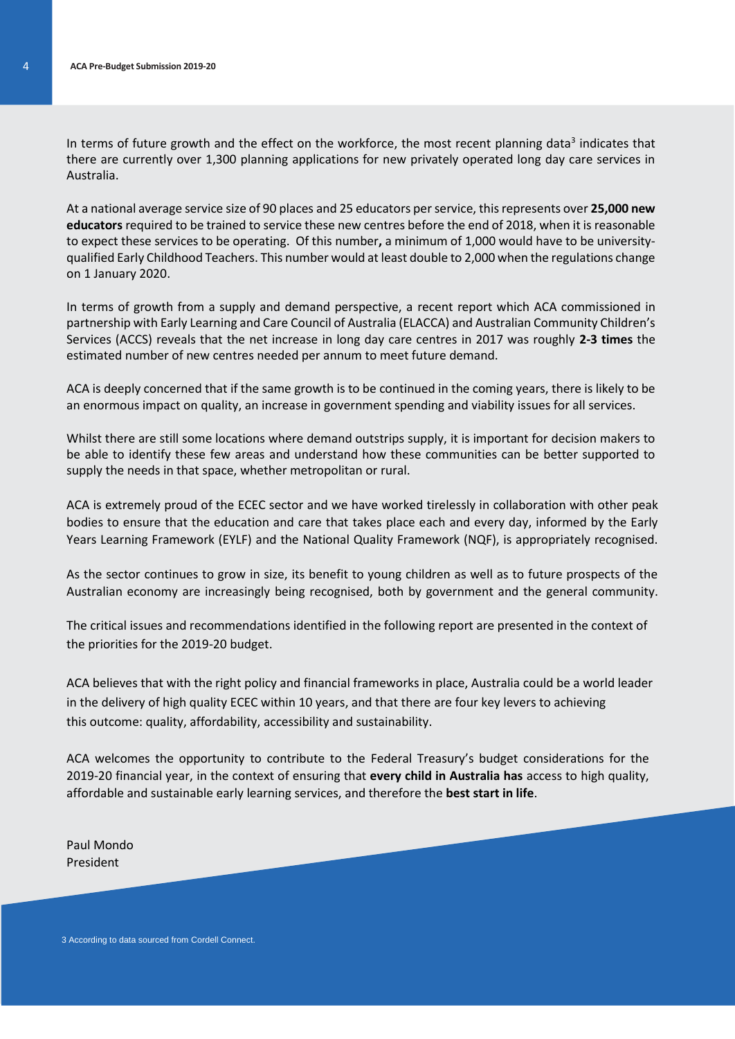In terms of future growth and the effect on the workforce, the most recent planning data[3] indicates that there are currently over 1,300 planning applications for new privately operated long day care services in Australia.

At a national average service size of 90 places and 25 educators per service, this represents over **25,000 new educators** required to be trained to service these new centres before the end of 2018, when it is reasonable to expect these services to be operating. Of this number**,** a minimum of 1,000 would have to be university-qualified Early Childhood Teachers. This number would at least double to 2,000 when the regulations change on 1 January 2020.

In terms of growth from a supply and demand perspective, a recent report which ACA commissioned in partnership with Early Learning and Care Council of Australia (ELACCA) and Australian Community Children's Services (ACCS) reveals that the net increase in long day care centres in 2017 was roughly **2-3 times** the estimated number of new centres needed per annum to meet future demand.

ACA is deeply concerned that if the same growth is to be continued in the coming years, there is likely to be an enormous impact on quality, an increase in government spending and viability issues for all services.

Whilst there are still some locations where demand outstrips supply, it is important for decision makers to be able to identify these few areas and understand how these communities can be better supported to supply the needs in that space, whether metropolitan or rural.

ACA is extremely proud of the ECEC sector and we have worked tirelessly in collaboration with other peak bodies to ensure that the education and care that takes place each and every day, informed by the Early Years Learning Framework (EYLF) and the National Quality Framework (NQF), is appropriately recognised.

As the sector continues to grow in size, its benefit to young children as well as to future prospects of the Australian economy are increasingly being recognised, both by government and the general community.

The critical issues and recommendations identified in the following report are presented in the context of the priorities for the 2019-20 budget.

ACA believes that with the right policy and financial frameworks in place, Australia could be a world leader in the delivery of high quality ECEC within 10 years, and that there are four key levers to achieving this outcome: quality, affordability, accessibility and sustainability.

ACA welcomes the opportunity to contribute to the Federal Treasury's budget considerations for the 2019-20 financial year, in the context of ensuring that **every child in Australia has** access to high quality, affordable and sustainable early learning services, and therefore the **best start in life**.

Paul Mondo
President

3 According to data sourced from Cordell Connect.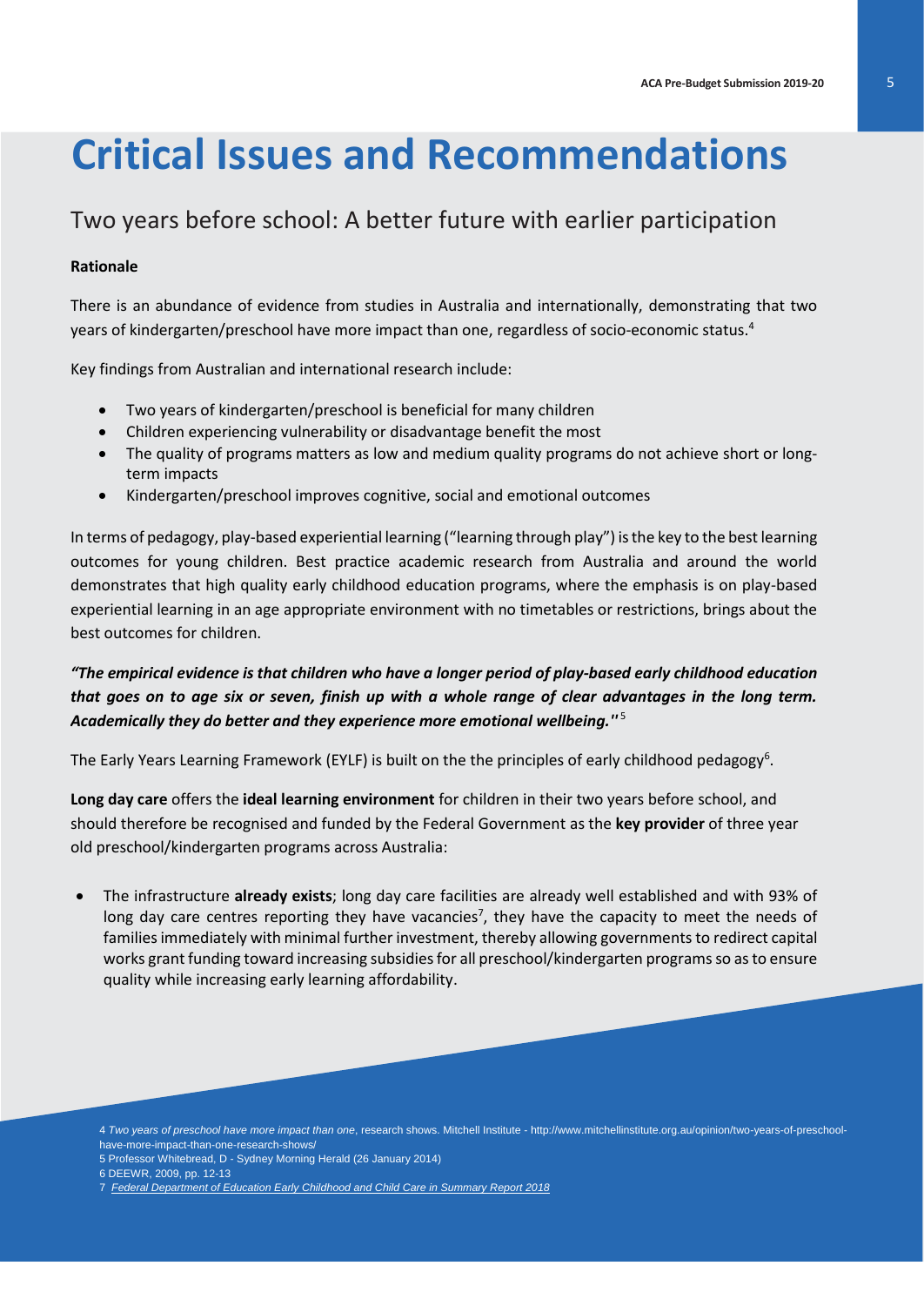# Critical Issues and Recommendations

## Two years before school: A better future with earlier participation

**Rationale**

There is an abundance of evidence from studies in Australia and internationally, demonstrating that two years of kindergarten/preschool have more impact than one, regardless of socio-economic status.[4]

Key findings from Australian and international research include:

- Two years of kindergarten/preschool is beneficial for many children
- Children experiencing vulnerability or disadvantage benefit the most
- The quality of programs matters as low and medium quality programs do not achieve short or long-term impacts
- Kindergarten/preschool improves cognitive, social and emotional outcomes

In terms of pedagogy, play-based experiential learning ("learning through play") is the key to the best learning outcomes for young children. Best practice academic research from Australia and around the world demonstrates that high quality early childhood education programs, where the emphasis is on play-based experiential learning in an age appropriate environment with no timetables or restrictions, brings about the best outcomes for children.

***"The empirical evidence is that children who have a longer period of play-based early childhood education that goes on to age six or seven, finish up with a whole range of clear advantages in the long term. Academically they do better and they experience more emotional wellbeing."***[5]

The Early Years Learning Framework (EYLF) is built on the the principles of early childhood pedagogy[6].

**Long day care** offers the **ideal learning environment** for children in their two years before school, and should therefore be recognised and funded by the Federal Government as the **key provider** of three year old preschool/kindergarten programs across Australia:

- The infrastructure **already exists**; long day care facilities are already well established and with 93% of long day care centres reporting they have vacancies[7], they have the capacity to meet the needs of families immediately with minimal further investment, thereby allowing governments to redirect capital works grant funding toward increasing subsidies for all preschool/kindergarten programs so as to ensure quality while increasing early learning affordability.

4 *Two years of preschool have more impact than one*, research shows. Mitchell Institute - http://www.mitchellinstitute.org.au/opinion/two-years-of-preschool-have-more-impact-than-one-research-shows/
5 Professor Whitebread, D - Sydney Morning Herald (26 January 2014)
6 DEEWR, 2009, pp. 12-13
7 *Federal Department of Education Early Childhood and Child Care in Summary Report 2018*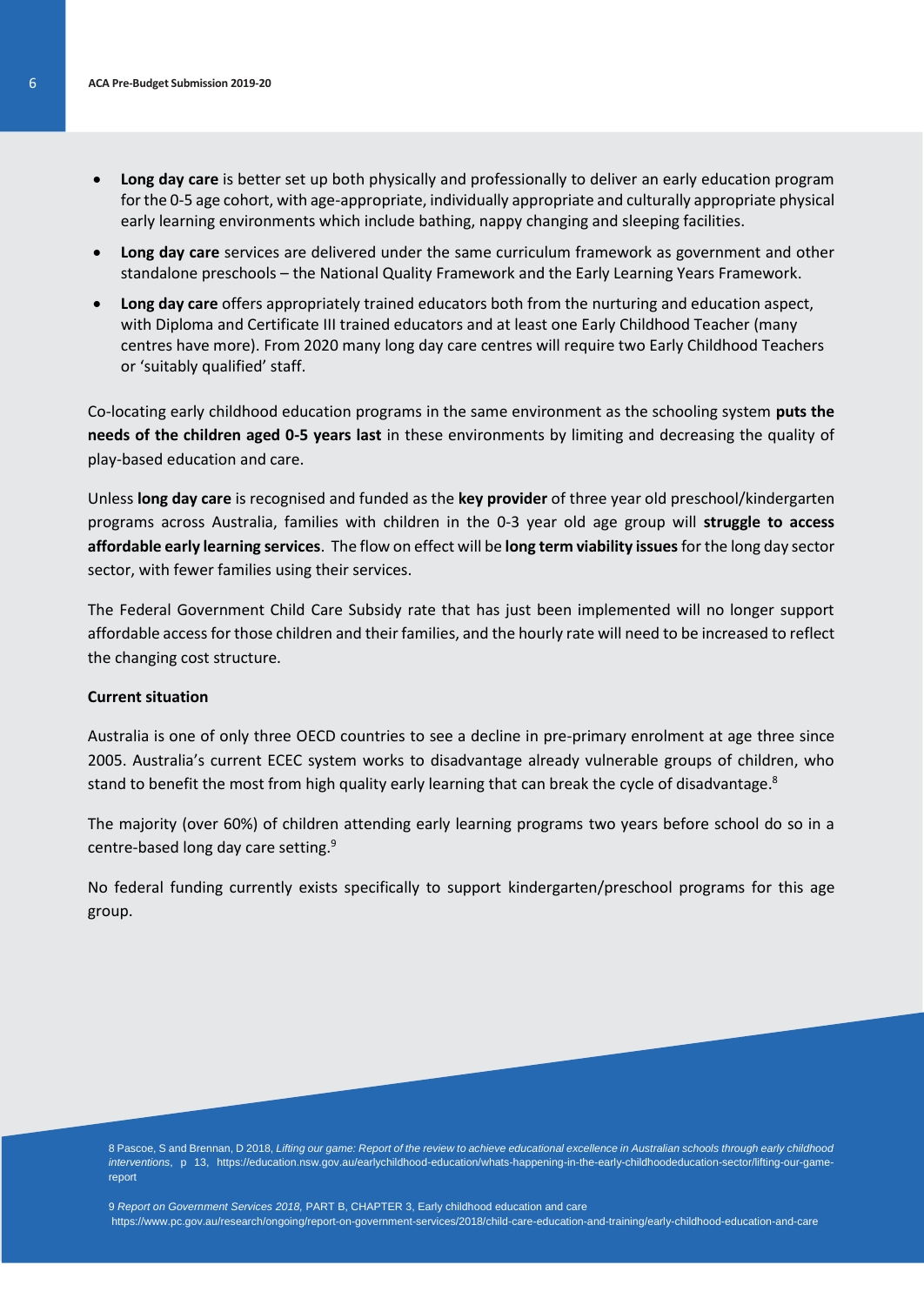- **Long day care** is better set up both physically and professionally to deliver an early education program for the 0-5 age cohort, with age-appropriate, individually appropriate and culturally appropriate physical early learning environments which include bathing, nappy changing and sleeping facilities.
- **Long day care** services are delivered under the same curriculum framework as government and other standalone preschools – the National Quality Framework and the Early Learning Years Framework.
- **Long day care** offers appropriately trained educators both from the nurturing and education aspect, with Diploma and Certificate III trained educators and at least one Early Childhood Teacher (many centres have more). From 2020 many long day care centres will require two Early Childhood Teachers or 'suitably qualified' staff.

Co-locating early childhood education programs in the same environment as the schooling system **puts the needs of the children aged 0-5 years last** in these environments by limiting and decreasing the quality of play-based education and care.

Unless **long day care** is recognised and funded as the **key provider** of three year old preschool/kindergarten programs across Australia, families with children in the 0-3 year old age group will **struggle to access affordable early learning services**. The flow on effect will be **long term viability issues** for the long day sector sector, with fewer families using their services.

The Federal Government Child Care Subsidy rate that has just been implemented will no longer support affordable access for those children and their families, and the hourly rate will need to be increased to reflect the changing cost structure.

**Current situation**

Australia is one of only three OECD countries to see a decline in pre-primary enrolment at age three since 2005. Australia's current ECEC system works to disadvantage already vulnerable groups of children, who stand to benefit the most from high quality early learning that can break the cycle of disadvantage.[8]

The majority (over 60%) of children attending early learning programs two years before school do so in a centre-based long day care setting.[9]

No federal funding currently exists specifically to support kindergarten/preschool programs for this age group.

8 Pascoe, S and Brennan, D 2018, *Lifting our game: Report of the review to achieve educational excellence in Australian schools through early childhood interventions*, p 13, https://education.nsw.gov.au/earlychildhood-education/whats-happening-in-the-early-childhoodeducation-sector/lifting-our-game-report

9 *Report on Government Services 2018,* PART B, CHAPTER 3, Early childhood education and care https://www.pc.gov.au/research/ongoing/report-on-government-services/2018/child-care-education-and-training/early-childhood-education-and-care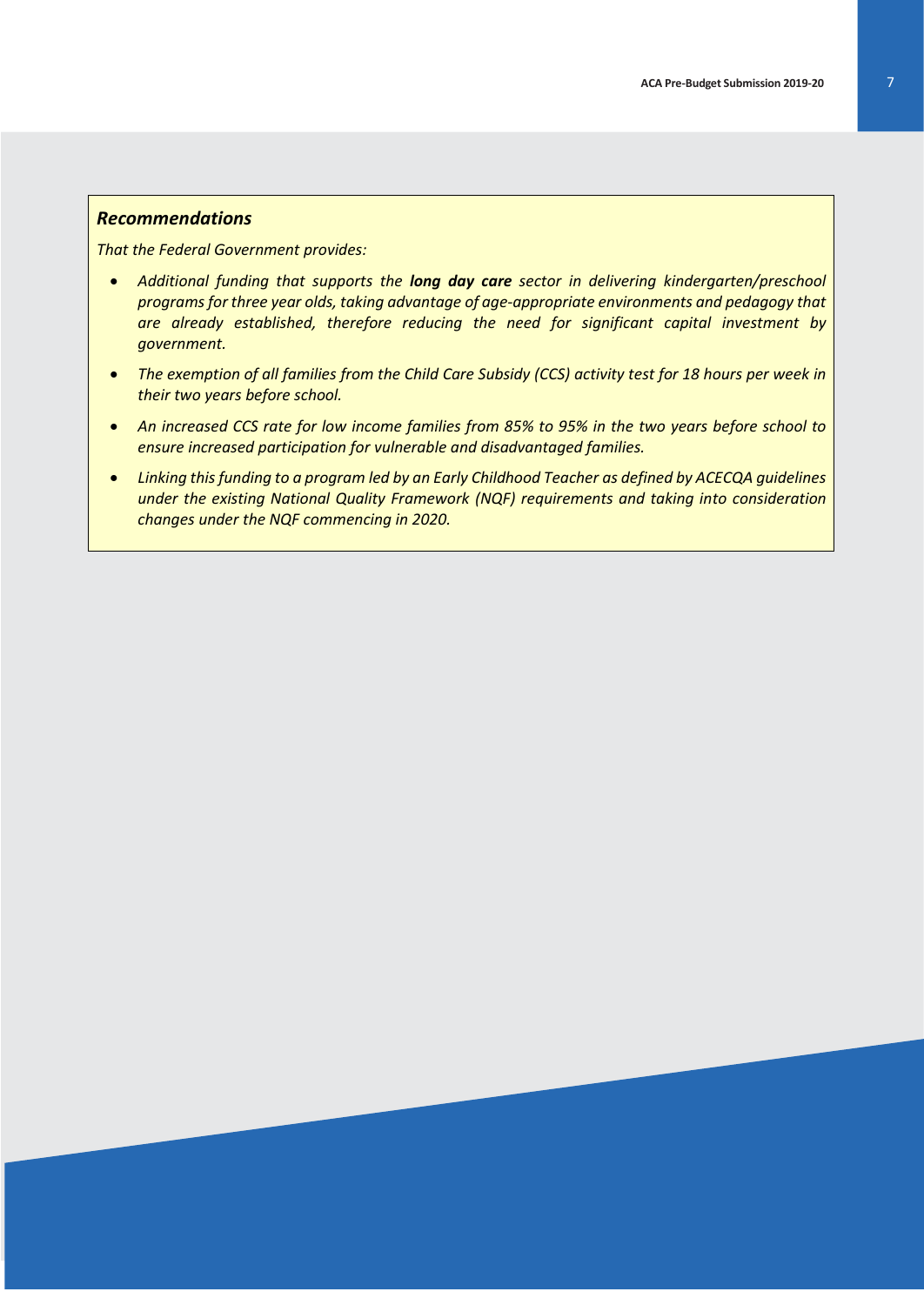### *Recommendations*

*That the Federal Government provides:*

- *Additional funding that supports the **long day care** sector in delivering kindergarten/preschool programs for three year olds, taking advantage of age-appropriate environments and pedagogy that are already established, therefore reducing the need for significant capital investment by government.*
- *The exemption of all families from the Child Care Subsidy (CCS) activity test for 18 hours per week in their two years before school.*
- *An increased CCS rate for low income families from 85% to 95% in the two years before school to ensure increased participation for vulnerable and disadvantaged families.*
- *Linking this funding to a program led by an Early Childhood Teacher as defined by ACECQA guidelines under the existing National Quality Framework (NQF) requirements and taking into consideration changes under the NQF commencing in 2020.*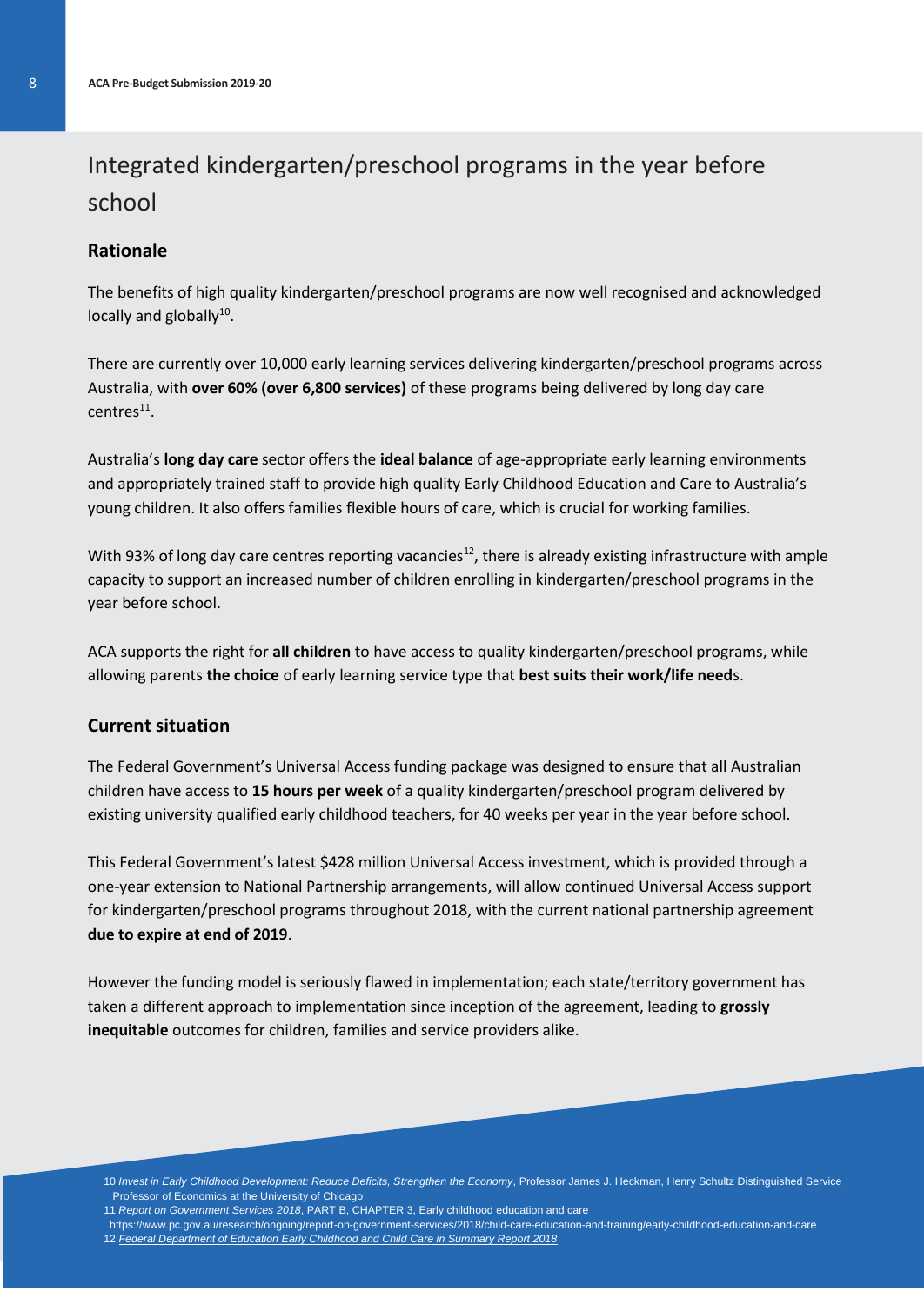# Integrated kindergarten/preschool programs in the year before school

## Rationale

The benefits of high quality kindergarten/preschool programs are now well recognised and acknowledged locally and globally[10].

There are currently over 10,000 early learning services delivering kindergarten/preschool programs across Australia, with **over 60% (over 6,800 services)** of these programs being delivered by long day care centres[11].

Australia's **long day care** sector offers the **ideal balance** of age-appropriate early learning environments and appropriately trained staff to provide high quality Early Childhood Education and Care to Australia's young children. It also offers families flexible hours of care, which is crucial for working families.

With 93% of long day care centres reporting vacancies[12], there is already existing infrastructure with ample capacity to support an increased number of children enrolling in kindergarten/preschool programs in the year before school.

ACA supports the right for **all children** to have access to quality kindergarten/preschool programs, while allowing parents **the choice** of early learning service type that **best suits their work/life need**s.

## Current situation

The Federal Government's Universal Access funding package was designed to ensure that all Australian children have access to **15 hours per week** of a quality kindergarten/preschool program delivered by existing university qualified early childhood teachers, for 40 weeks per year in the year before school.

This Federal Government's latest $428 million Universal Access investment, which is provided through a one-year extension to National Partnership arrangements, will allow continued Universal Access support for kindergarten/preschool programs throughout 2018, with the current national partnership agreement **due to expire at end of 2019**.

However the funding model is seriously flawed in implementation; each state/territory government has taken a different approach to implementation since inception of the agreement, leading to **grossly inequitable** outcomes for children, families and service providers alike.

10 *Invest in Early Childhood Development: Reduce Deficits, Strengthen the Economy*, Professor James J. Heckman, Henry Schultz Distinguished Service Professor of Economics at the University of Chicago

11 *Report on Government Services 2018*, PART B, CHAPTER 3, Early childhood education and care https://www.pc.gov.au/research/ongoing/report-on-government-services/2018/child-care-education-and-training/early-childhood-education-and-care

12 *Federal Department of Education Early Childhood and Child Care in Summary Report 2018*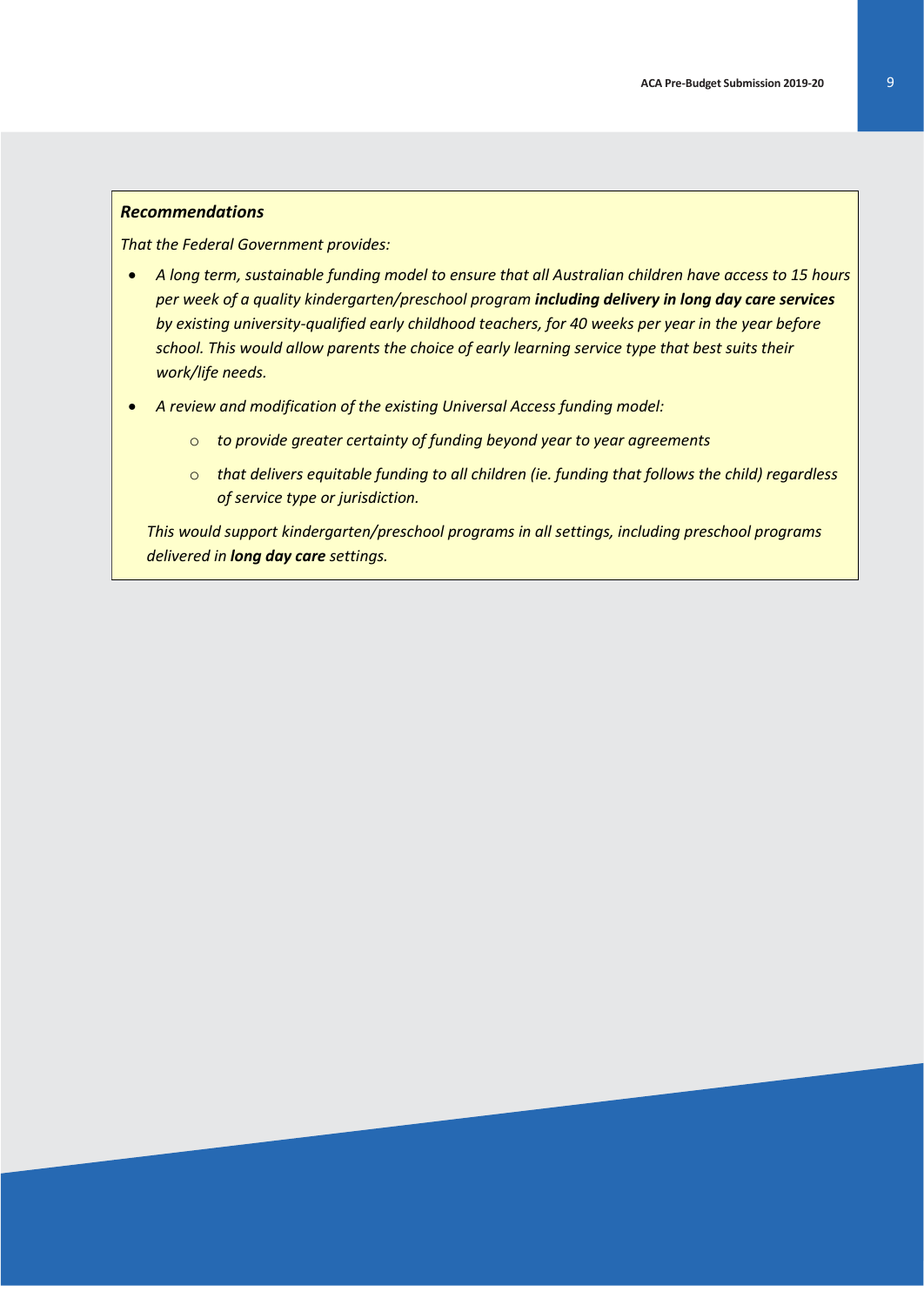***Recommendations***

*That the Federal Government provides:*

- *A long term, sustainable funding model to ensure that all Australian children have access to 15 hours per week of a quality kindergarten/preschool program **including delivery in long day care services** by existing university-qualified early childhood teachers, for 40 weeks per year in the year before school. This would allow parents the choice of early learning service type that best suits their work/life needs.*
- *A review and modification of the existing Universal Access funding model:*
    - *to provide greater certainty of funding beyond year to year agreements*
    - *that delivers equitable funding to all children (ie. funding that follows the child) regardless of service type or jurisdiction.*

  *This would support kindergarten/preschool programs in all settings, including preschool programs delivered in **long day care** settings.*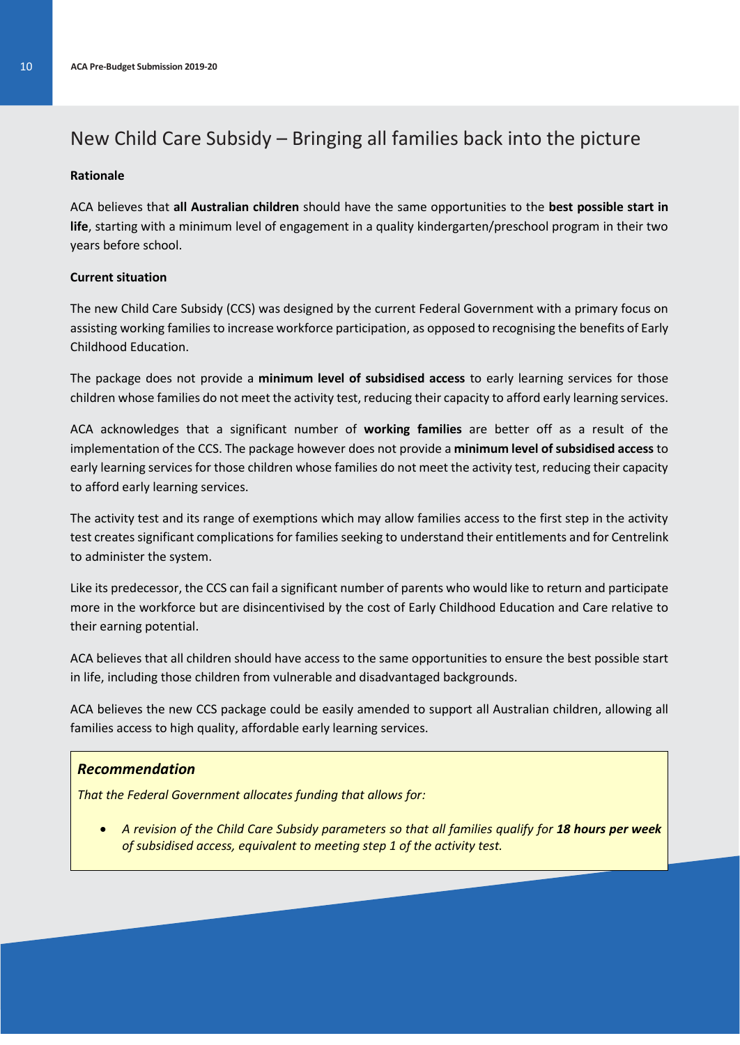# New Child Care Subsidy – Bringing all families back into the picture

**Rationale**

ACA believes that **all Australian children** should have the same opportunities to the **best possible start in life**, starting with a minimum level of engagement in a quality kindergarten/preschool program in their two years before school.

**Current situation**

The new Child Care Subsidy (CCS) was designed by the current Federal Government with a primary focus on assisting working families to increase workforce participation, as opposed to recognising the benefits of Early Childhood Education.

The package does not provide a **minimum level of subsidised access** to early learning services for those children whose families do not meet the activity test, reducing their capacity to afford early learning services.

ACA acknowledges that a significant number of **working families** are better off as a result of the implementation of the CCS. The package however does not provide a **minimum level of subsidised access** to early learning services for those children whose families do not meet the activity test, reducing their capacity to afford early learning services.

The activity test and its range of exemptions which may allow families access to the first step in the activity test creates significant complications for families seeking to understand their entitlements and for Centrelink to administer the system.

Like its predecessor, the CCS can fail a significant number of parents who would like to return and participate more in the workforce but are disincentivised by the cost of Early Childhood Education and Care relative to their earning potential.

ACA believes that all children should have access to the same opportunities to ensure the best possible start in life, including those children from vulnerable and disadvantaged backgrounds.

ACA believes the new CCS package could be easily amended to support all Australian children, allowing all families access to high quality, affordable early learning services.

> ***Recommendation***
>
> *That the Federal Government allocates funding that allows for:*
>
> - *A revision of the Child Care Subsidy parameters so that all families qualify for **18 hours per week** of subsidised access, equivalent to meeting step 1 of the activity test.*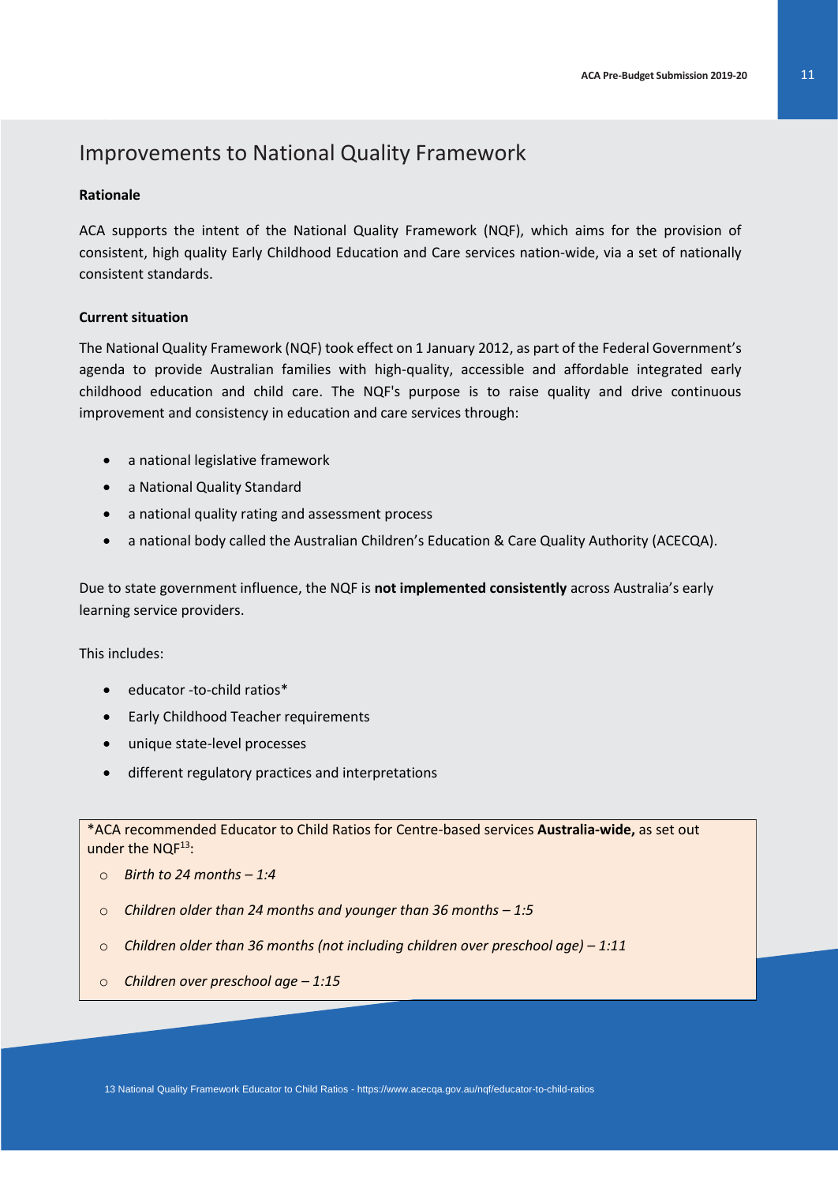## Improvements to National Quality Framework

**Rationale**

ACA supports the intent of the National Quality Framework (NQF), which aims for the provision of consistent, high quality Early Childhood Education and Care services nation-wide, via a set of nationally consistent standards.

**Current situation**

The National Quality Framework (NQF) took effect on 1 January 2012, as part of the Federal Government's agenda to provide Australian families with high-quality, accessible and affordable integrated early childhood education and child care. The NQF's purpose is to raise quality and drive continuous improvement and consistency in education and care services through:

- a national legislative framework
- a National Quality Standard
- a national quality rating and assessment process
- a national body called the Australian Children's Education & Care Quality Authority (ACECQA).

Due to state government influence, the NQF is **not implemented consistently** across Australia's early learning service providers.

This includes:

- educator -to-child ratios*
- Early Childhood Teacher requirements
- unique state-level processes
- different regulatory practices and interpretations

*ACA recommended Educator to Child Ratios for Centre-based services **Australia-wide,** as set out under the NQF[13]:

- *Birth to 24 months – 1:4*
- *Children older than 24 months and younger than 36 months – 1:5*
- *Children older than 36 months (not including children over preschool age) – 1:11*
- *Children over preschool age – 1:15*

13 National Quality Framework Educator to Child Ratios - https://www.acecqa.gov.au/nqf/educator-to-child-ratios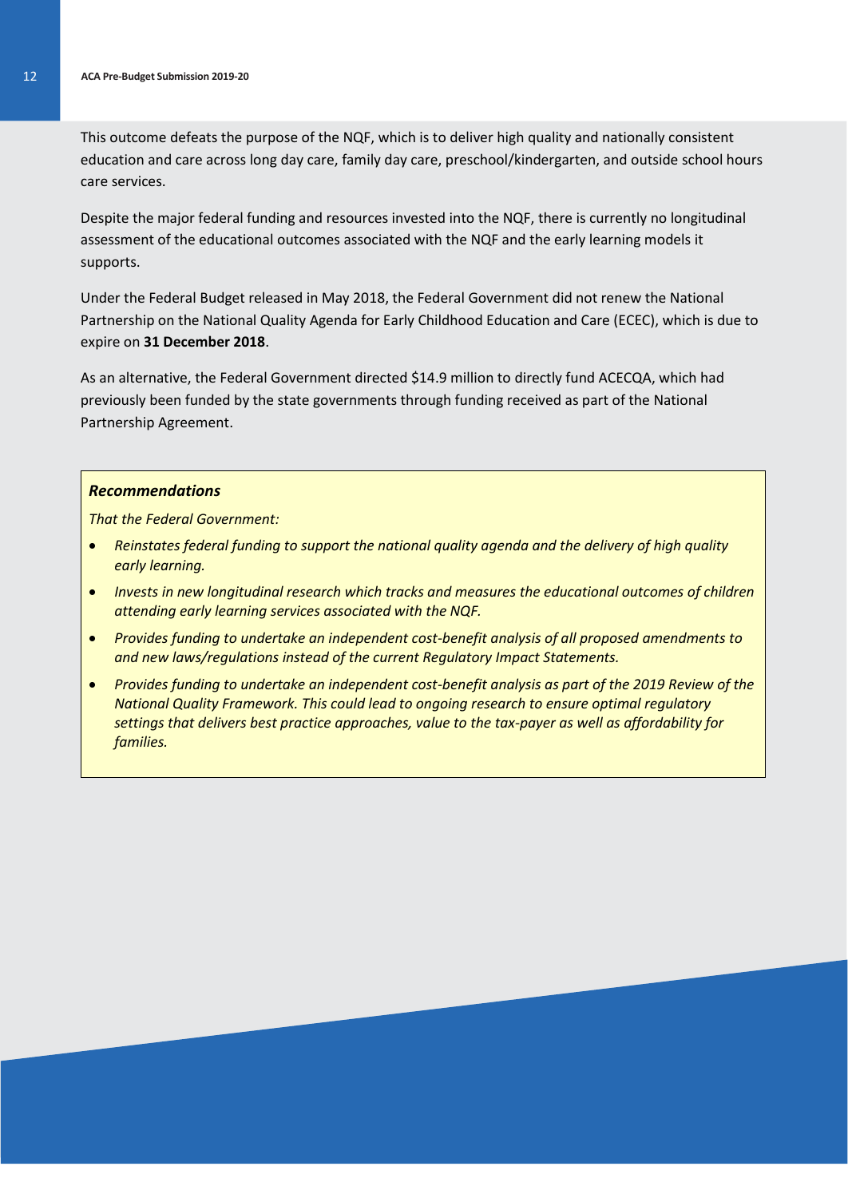This outcome defeats the purpose of the NQF, which is to deliver high quality and nationally consistent education and care across long day care, family day care, preschool/kindergarten, and outside school hours care services.

Despite the major federal funding and resources invested into the NQF, there is currently no longitudinal assessment of the educational outcomes associated with the NQF and the early learning models it supports.

Under the Federal Budget released in May 2018, the Federal Government did not renew the National Partnership on the National Quality Agenda for Early Childhood Education and Care (ECEC), which is due to expire on **31 December 2018**.

As an alternative, the Federal Government directed $14.9 million to directly fund ACECQA, which had previously been funded by the state governments through funding received as part of the National Partnership Agreement.

***Recommendations***

*That the Federal Government:*

- *Reinstates federal funding to support the national quality agenda and the delivery of high quality early learning.*
- *Invests in new longitudinal research which tracks and measures the educational outcomes of children attending early learning services associated with the NQF.*
- *Provides funding to undertake an independent cost-benefit analysis of all proposed amendments to and new laws/regulations instead of the current Regulatory Impact Statements.*
- *Provides funding to undertake an independent cost-benefit analysis as part of the 2019 Review of the National Quality Framework. This could lead to ongoing research to ensure optimal regulatory settings that delivers best practice approaches, value to the tax-payer as well as affordability for families.*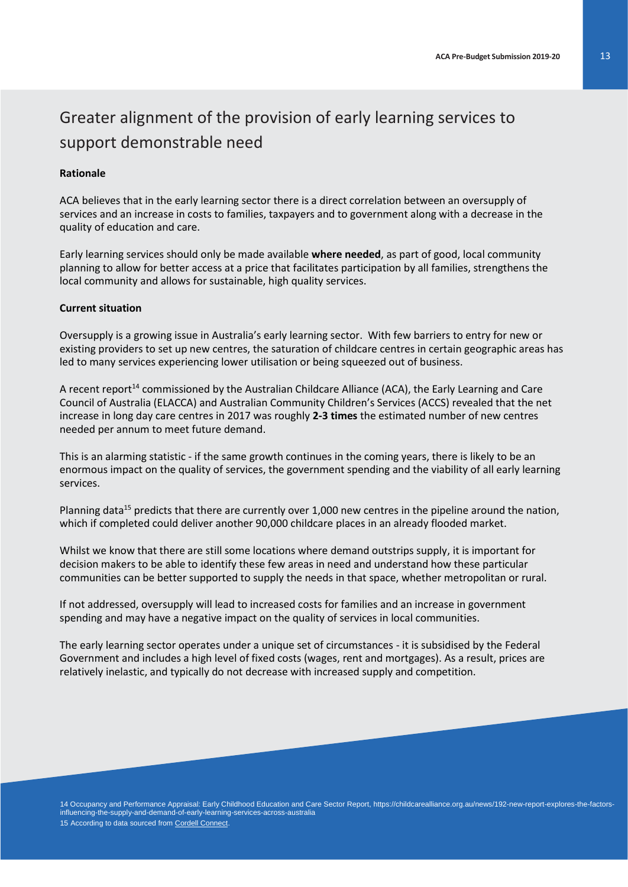## Greater alignment of the provision of early learning services to support demonstrable need

**Rationale**

ACA believes that in the early learning sector there is a direct correlation between an oversupply of services and an increase in costs to families, taxpayers and to government along with a decrease in the quality of education and care.

Early learning services should only be made available **where needed**, as part of good, local community planning to allow for better access at a price that facilitates participation by all families, strengthens the local community and allows for sustainable, high quality services.

**Current situation**

Oversupply is a growing issue in Australia's early learning sector. With few barriers to entry for new or existing providers to set up new centres, the saturation of childcare centres in certain geographic areas has led to many services experiencing lower utilisation or being squeezed out of business.

A recent report[14] commissioned by the Australian Childcare Alliance (ACA), the Early Learning and Care Council of Australia (ELACCA) and Australian Community Children's Services (ACCS) revealed that the net increase in long day care centres in 2017 was roughly **2-3 times** the estimated number of new centres needed per annum to meet future demand.

This is an alarming statistic - if the same growth continues in the coming years, there is likely to be an enormous impact on the quality of services, the government spending and the viability of all early learning services.

Planning data[15] predicts that there are currently over 1,000 new centres in the pipeline around the nation, which if completed could deliver another 90,000 childcare places in an already flooded market.

Whilst we know that there are still some locations where demand outstrips supply, it is important for decision makers to be able to identify these few areas in need and understand how these particular communities can be better supported to supply the needs in that space, whether metropolitan or rural.

If not addressed, oversupply will lead to increased costs for families and an increase in government spending and may have a negative impact on the quality of services in local communities.

The early learning sector operates under a unique set of circumstances - it is subsidised by the Federal Government and includes a high level of fixed costs (wages, rent and mortgages). As a result, prices are relatively inelastic, and typically do not decrease with increased supply and competition.

14 Occupancy and Performance Appraisal: Early Childhood Education and Care Sector Report, https://childcarealliance.org.au/news/192-new-report-explores-the-factors-influencing-the-supply-and-demand-of-early-learning-services-across-australia

15 According to data sourced from Cordell Connect.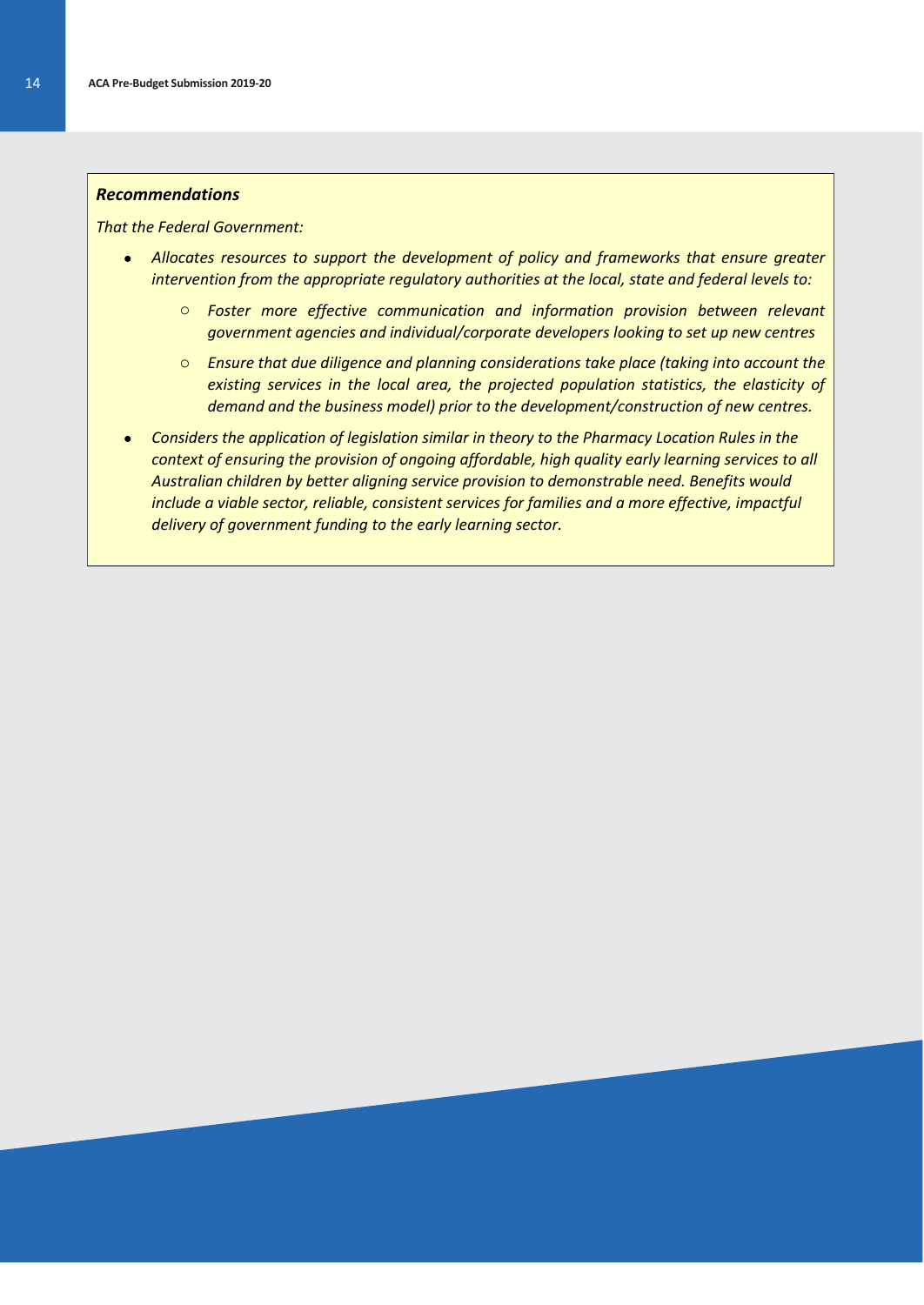***Recommendations***

*That the Federal Government:*

- *Allocates resources to support the development of policy and frameworks that ensure greater intervention from the appropriate regulatory authorities at the local, state and federal levels to:*
  - *Foster more effective communication and information provision between relevant government agencies and individual/corporate developers looking to set up new centres*
  - *Ensure that due diligence and planning considerations take place (taking into account the existing services in the local area, the projected population statistics, the elasticity of demand and the business model) prior to the development/construction of new centres.*
- *Considers the application of legislation similar in theory to the Pharmacy Location Rules in the context of ensuring the provision of ongoing affordable, high quality early learning services to all Australian children by better aligning service provision to demonstrable need. Benefits would include a viable sector, reliable, consistent services for families and a more effective, impactful delivery of government funding to the early learning sector.*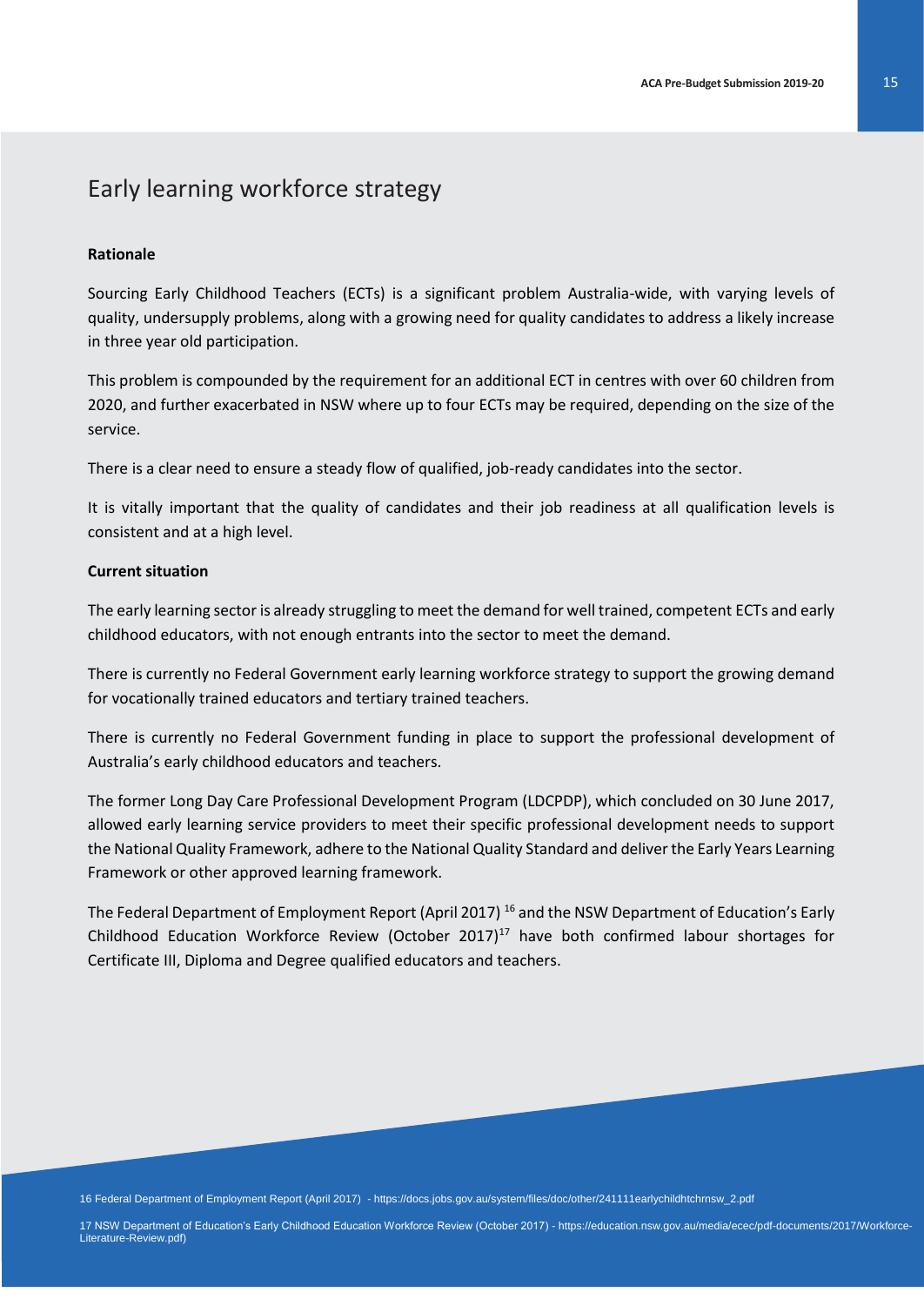# Early learning workforce strategy

**Rationale**

Sourcing Early Childhood Teachers (ECTs) is a significant problem Australia-wide, with varying levels of quality, undersupply problems, along with a growing need for quality candidates to address a likely increase in three year old participation.

This problem is compounded by the requirement for an additional ECT in centres with over 60 children from 2020, and further exacerbated in NSW where up to four ECTs may be required, depending on the size of the service.

There is a clear need to ensure a steady flow of qualified, job-ready candidates into the sector.

It is vitally important that the quality of candidates and their job readiness at all qualification levels is consistent and at a high level.

**Current situation**

The early learning sector is already struggling to meet the demand for well trained, competent ECTs and early childhood educators, with not enough entrants into the sector to meet the demand.

There is currently no Federal Government early learning workforce strategy to support the growing demand for vocationally trained educators and tertiary trained teachers.

There is currently no Federal Government funding in place to support the professional development of Australia's early childhood educators and teachers.

The former Long Day Care Professional Development Program (LDCPDP), which concluded on 30 June 2017, allowed early learning service providers to meet their specific professional development needs to support the National Quality Framework, adhere to the National Quality Standard and deliver the Early Years Learning Framework or other approved learning framework.

The Federal Department of Employment Report (April 2017) [16] and the NSW Department of Education's Early Childhood Education Workforce Review (October 2017)[17] have both confirmed labour shortages for Certificate III, Diploma and Degree qualified educators and teachers.

16 Federal Department of Employment Report (April 2017) - https://docs.jobs.gov.au/system/files/doc/other/241111earlychildhtchrnsw_2.pdf

17 NSW Department of Education's Early Childhood Education Workforce Review (October 2017) - https://education.nsw.gov.au/media/ecec/pdf-documents/2017/Workforce-Literature-Review.pdf)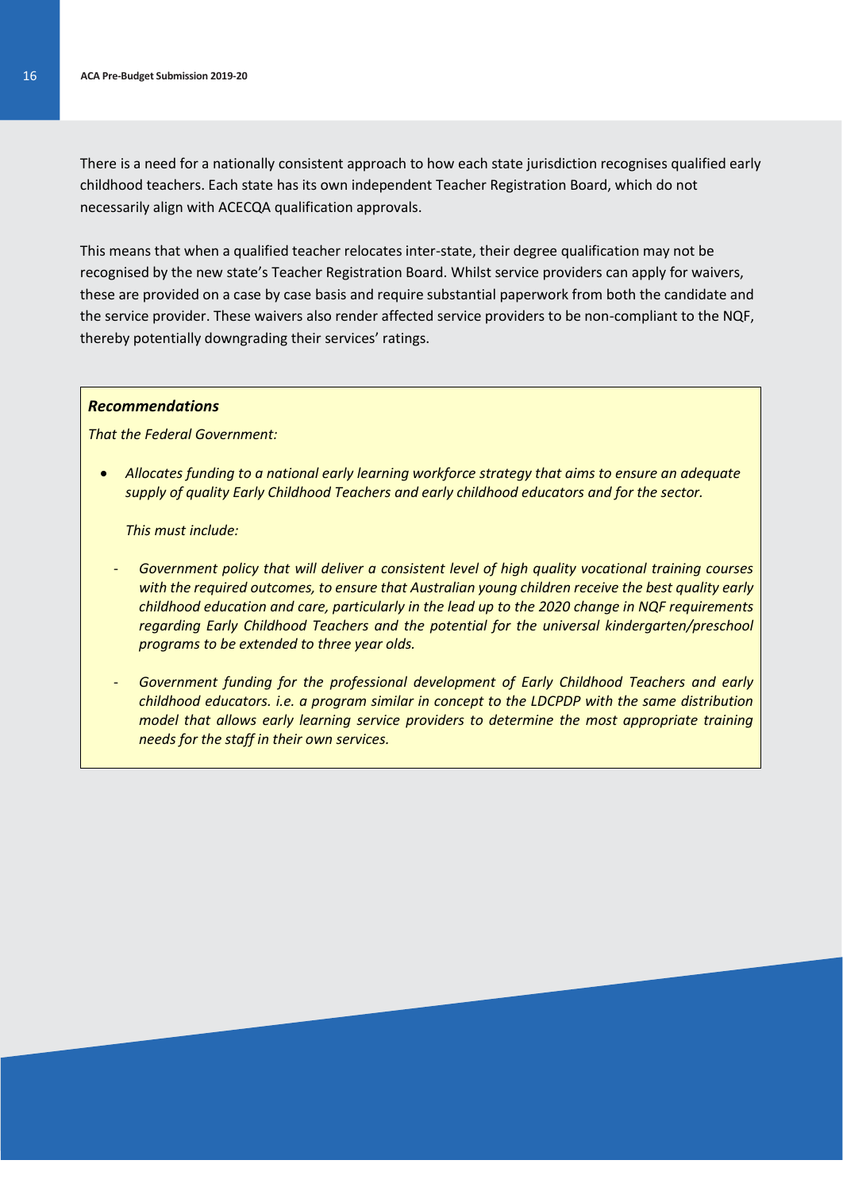There is a need for a nationally consistent approach to how each state jurisdiction recognises qualified early childhood teachers. Each state has its own independent Teacher Registration Board, which do not necessarily align with ACECQA qualification approvals.

This means that when a qualified teacher relocates inter-state, their degree qualification may not be recognised by the new state's Teacher Registration Board. Whilst service providers can apply for waivers, these are provided on a case by case basis and require substantial paperwork from both the candidate and the service provider. These waivers also render affected service providers to be non-compliant to the NQF, thereby potentially downgrading their services' ratings.

> ***Recommendations***
>
> *That the Federal Government:*
>
> - *Allocates funding to a national early learning workforce strategy that aims to ensure an adequate supply of quality Early Childhood Teachers and early childhood educators and for the sector.*
>
>   *This must include:*
>
>   - *Government policy that will deliver a consistent level of high quality vocational training courses with the required outcomes, to ensure that Australian young children receive the best quality early childhood education and care, particularly in the lead up to the 2020 change in NQF requirements regarding Early Childhood Teachers and the potential for the universal kindergarten/preschool programs to be extended to three year olds.*
>   - *Government funding for the professional development of Early Childhood Teachers and early childhood educators. i.e. a program similar in concept to the LDCPDP with the same distribution model that allows early learning service providers to determine the most appropriate training needs for the staff in their own services.*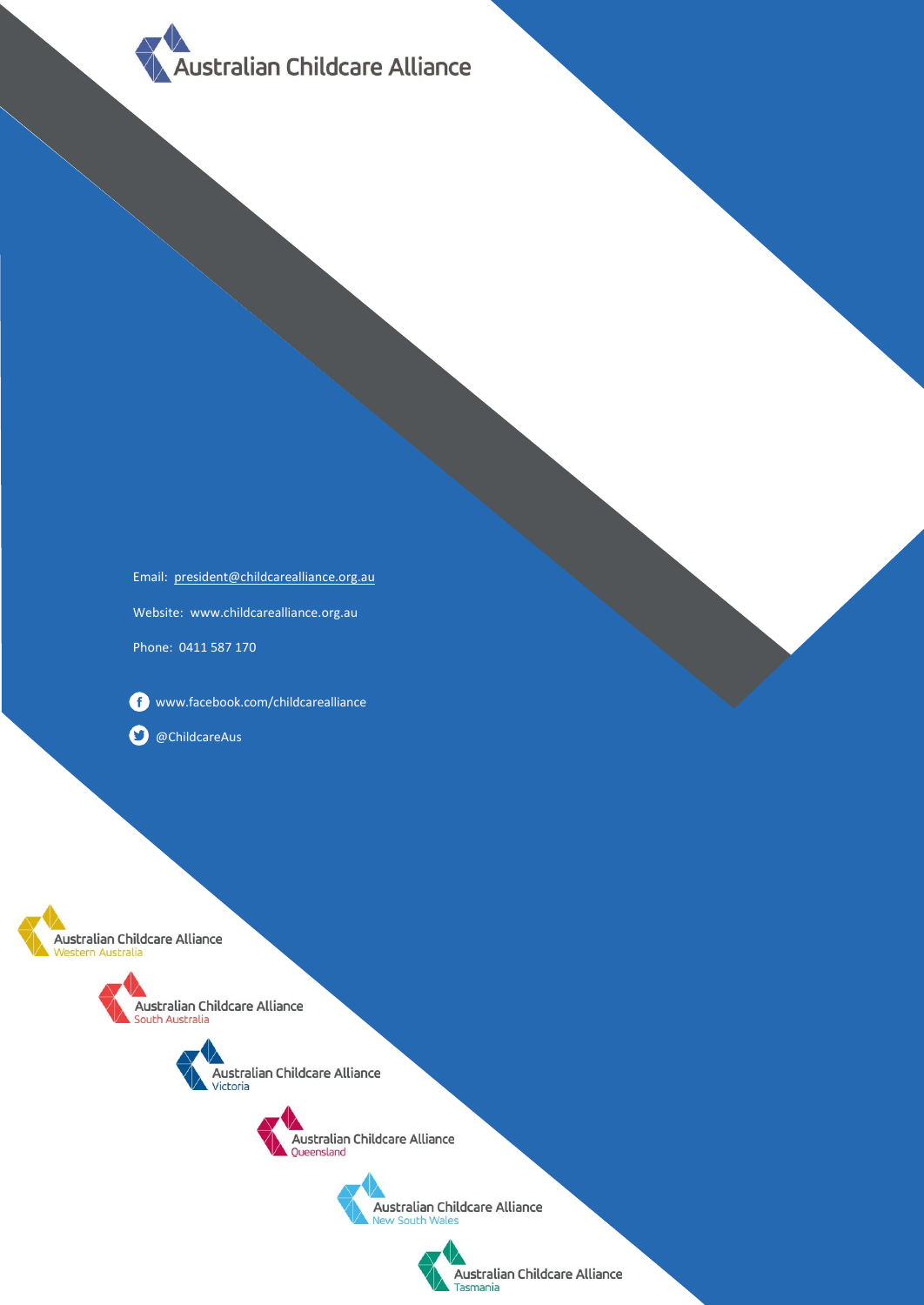Australian Childcare Alliance

Email: president@childcarealliance.org.au

Website: www.childcarealliance.org.au

Phone: 0411 587 170

www.facebook.com/childcarealliance

@ChildcareAus

Australian Childcare Alliance Western Australia

Australian Childcare Alliance South Australia

Australian Childcare Alliance Victoria

Australian Childcare Alliance Queensland

Australian Childcare Alliance New South Wales

Australian Childcare Alliance Tasmania